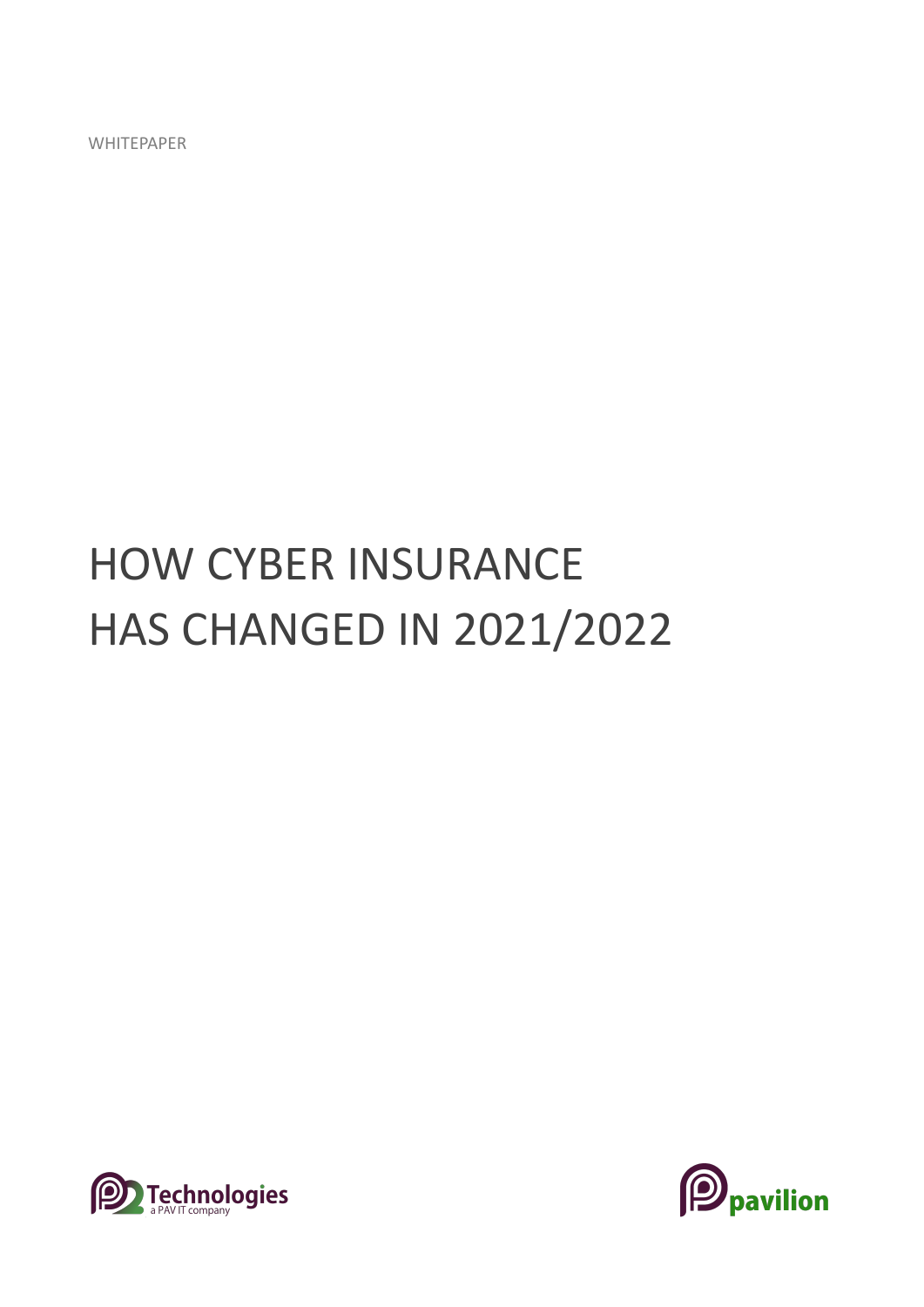WHITEPAPER

# HOW CYBER INSURANCE HAS CHANGED IN 2021/2022

Technologies
a PAV IT company

pavilion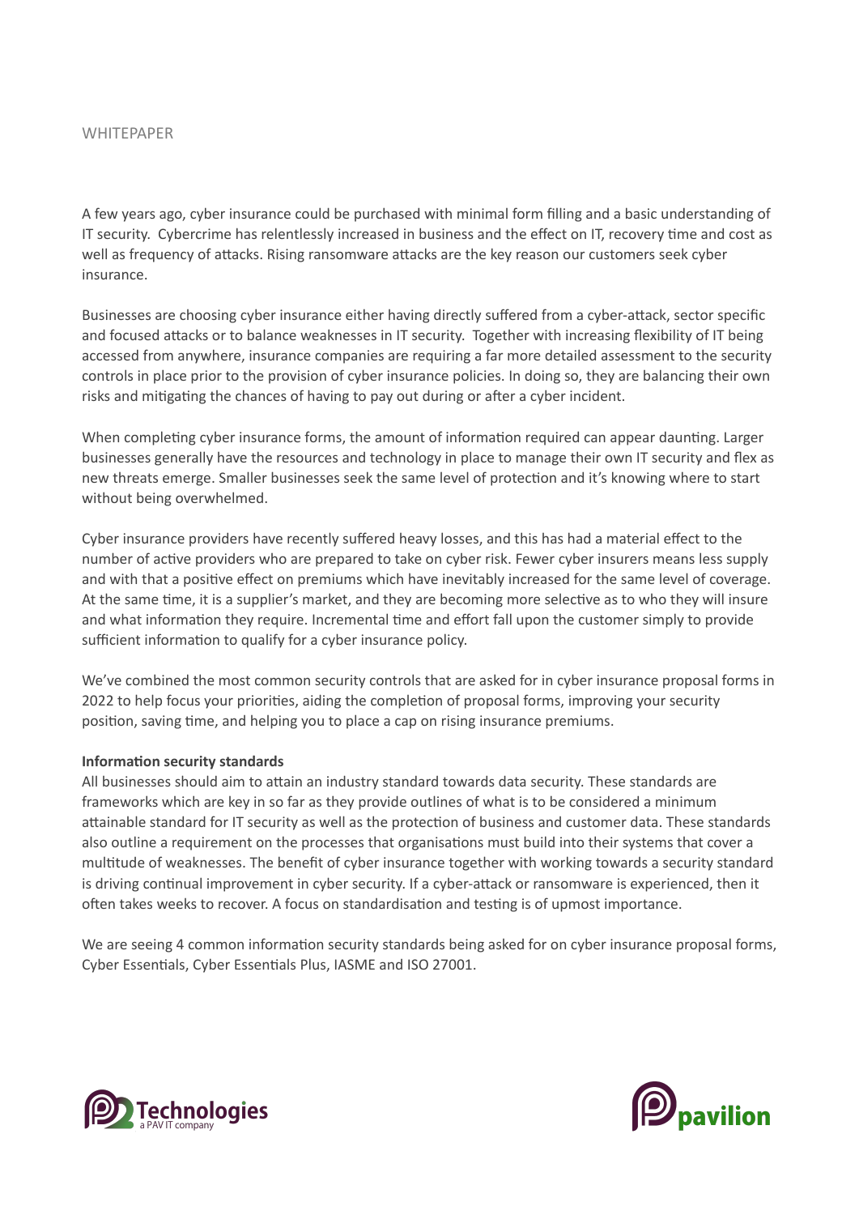WHITEPAPER

A few years ago, cyber insurance could be purchased with minimal form filling and a basic understanding of IT security. Cybercrime has relentlessly increased in business and the effect on IT, recovery time and cost as well as frequency of attacks. Rising ransomware attacks are the key reason our customers seek cyber insurance.

Businesses are choosing cyber insurance either having directly suffered from a cyber-attack, sector specific and focused attacks or to balance weaknesses in IT security. Together with increasing flexibility of IT being accessed from anywhere, insurance companies are requiring a far more detailed assessment to the security controls in place prior to the provision of cyber insurance policies. In doing so, they are balancing their own risks and mitigating the chances of having to pay out during or after a cyber incident.

When completing cyber insurance forms, the amount of information required can appear daunting. Larger businesses generally have the resources and technology in place to manage their own IT security and flex as new threats emerge. Smaller businesses seek the same level of protection and it's knowing where to start without being overwhelmed.

Cyber insurance providers have recently suffered heavy losses, and this has had a material effect to the number of active providers who are prepared to take on cyber risk. Fewer cyber insurers means less supply and with that a positive effect on premiums which have inevitably increased for the same level of coverage. At the same time, it is a supplier's market, and they are becoming more selective as to who they will insure and what information they require. Incremental time and effort fall upon the customer simply to provide sufficient information to qualify for a cyber insurance policy.

We've combined the most common security controls that are asked for in cyber insurance proposal forms in 2022 to help focus your priorities, aiding the completion of proposal forms, improving your security position, saving time, and helping you to place a cap on rising insurance premiums.

**Information security standards**

All businesses should aim to attain an industry standard towards data security. These standards are frameworks which are key in so far as they provide outlines of what is to be considered a minimum attainable standard for IT security as well as the protection of business and customer data. These standards also outline a requirement on the processes that organisations must build into their systems that cover a multitude of weaknesses. The benefit of cyber insurance together with working towards a security standard is driving continual improvement in cyber security. If a cyber-attack or ransomware is experienced, then it often takes weeks to recover. A focus on standardisation and testing is of upmost importance.

We are seeing 4 common information security standards being asked for on cyber insurance proposal forms, Cyber Essentials, Cyber Essentials Plus, IASME and ISO 27001.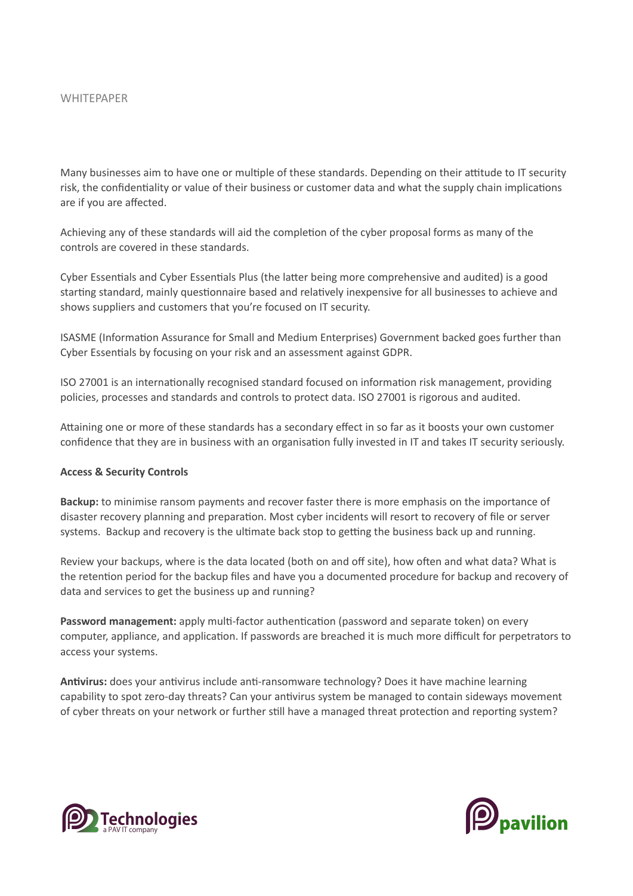Many businesses aim to have one or multiple of these standards. Depending on their attitude to IT security risk, the confidentiality or value of their business or customer data and what the supply chain implications are if you are affected.

Achieving any of these standards will aid the completion of the cyber proposal forms as many of the controls are covered in these standards.

Cyber Essentials and Cyber Essentials Plus (the latter being more comprehensive and audited) is a good starting standard, mainly questionnaire based and relatively inexpensive for all businesses to achieve and shows suppliers and customers that you're focused on IT security.

ISASME (Information Assurance for Small and Medium Enterprises) Government backed goes further than Cyber Essentials by focusing on your risk and an assessment against GDPR.

ISO 27001 is an internationally recognised standard focused on information risk management, providing policies, processes and standards and controls to protect data. ISO 27001 is rigorous and audited.

Attaining one or more of these standards has a secondary effect in so far as it boosts your own customer confidence that they are in business with an organisation fully invested in IT and takes IT security seriously.

**Access & Security Controls**

**Backup:** to minimise ransom payments and recover faster there is more emphasis on the importance of disaster recovery planning and preparation. Most cyber incidents will resort to recovery of file or server systems. Backup and recovery is the ultimate back stop to getting the business back up and running.

Review your backups, where is the data located (both on and off site), how often and what data? What is the retention period for the backup files and have you a documented procedure for backup and recovery of data and services to get the business up and running?

**Password management:** apply multi-factor authentication (password and separate token) on every computer, appliance, and application. If passwords are breached it is much more difficult for perpetrators to access your systems.

**Antivirus:** does your antivirus include anti-ransomware technology? Does it have machine learning capability to spot zero-day threats? Can your antivirus system be managed to contain sideways movement of cyber threats on your network or further still have a managed threat protection and reporting system?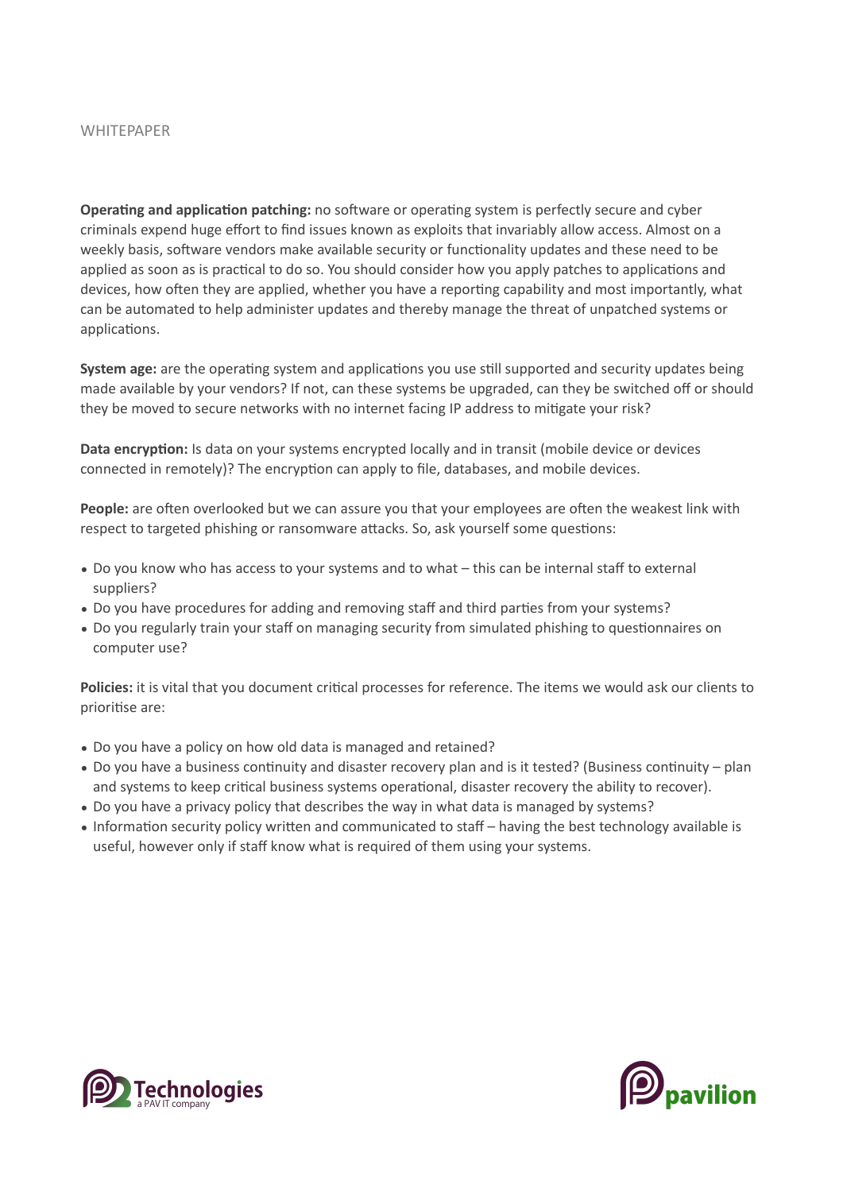**Operating and application patching:** no software or operating system is perfectly secure and cyber criminals expend huge effort to find issues known as exploits that invariably allow access. Almost on a weekly basis, software vendors make available security or functionality updates and these need to be applied as soon as is practical to do so. You should consider how you apply patches to applications and devices, how often they are applied, whether you have a reporting capability and most importantly, what can be automated to help administer updates and thereby manage the threat of unpatched systems or applications.

**System age:** are the operating system and applications you use still supported and security updates being made available by your vendors? If not, can these systems be upgraded, can they be switched off or should they be moved to secure networks with no internet facing IP address to mitigate your risk?

**Data encryption:** Is data on your systems encrypted locally and in transit (mobile device or devices connected in remotely)? The encryption can apply to file, databases, and mobile devices.

**People:** are often overlooked but we can assure you that your employees are often the weakest link with respect to targeted phishing or ransomware attacks. So, ask yourself some questions:

- Do you know who has access to your systems and to what – this can be internal staff to external suppliers?
- Do you have procedures for adding and removing staff and third parties from your systems?
- Do you regularly train your staff on managing security from simulated phishing to questionnaires on computer use?

**Policies:** it is vital that you document critical processes for reference. The items we would ask our clients to prioritise are:

- Do you have a policy on how old data is managed and retained?
- Do you have a business continuity and disaster recovery plan and is it tested? (Business continuity – plan and systems to keep critical business systems operational, disaster recovery the ability to recover).
- Do you have a privacy policy that describes the way in what data is managed by systems?
- Information security policy written and communicated to staff – having the best technology available is useful, however only if staff know what is required of them using your systems.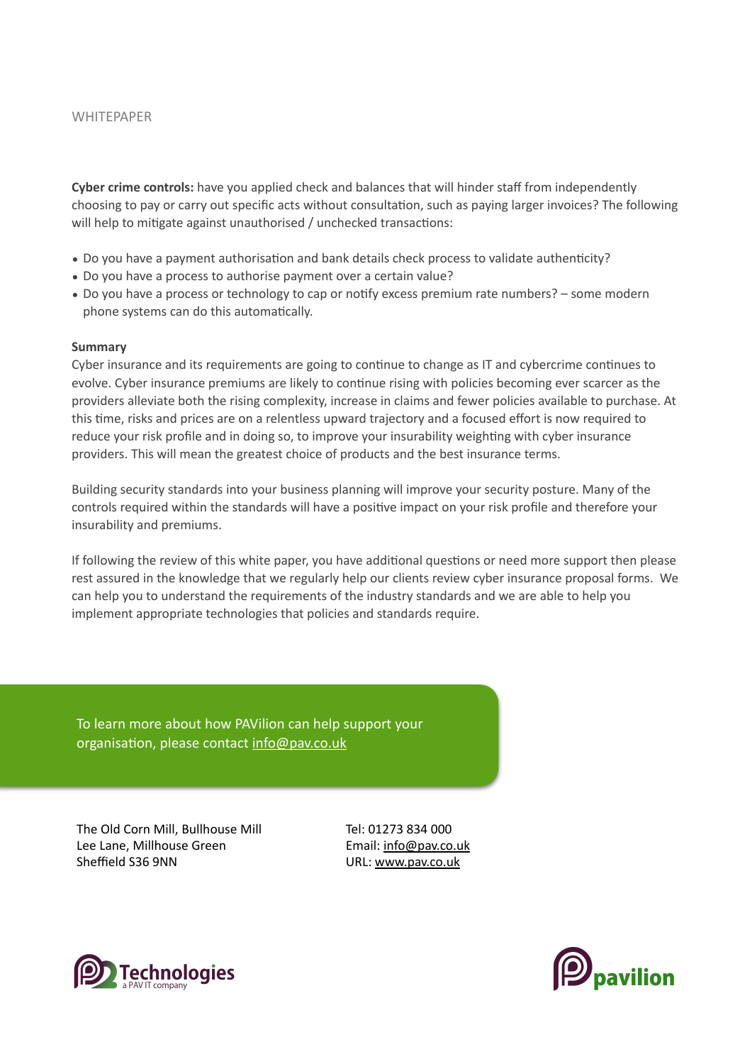**Cyber crime controls:** have you applied check and balances that will hinder staff from independently choosing to pay or carry out specific acts without consultation, such as paying larger invoices? The following will help to mitigate against unauthorised / unchecked transactions:

- Do you have a payment authorisation and bank details check process to validate authenticity?
- Do you have a process to authorise payment over a certain value?
- Do you have a process or technology to cap or notify excess premium rate numbers? – some modern phone systems can do this automatically.

**Summary**

Cyber insurance and its requirements are going to continue to change as IT and cybercrime continues to evolve. Cyber insurance premiums are likely to continue rising with policies becoming ever scarcer as the providers alleviate both the rising complexity, increase in claims and fewer policies available to purchase. At this time, risks and prices are on a relentless upward trajectory and a focused effort is now required to reduce your risk profile and in doing so, to improve your insurability weighting with cyber insurance providers. This will mean the greatest choice of products and the best insurance terms.

Building security standards into your business planning will improve your security posture. Many of the controls required within the standards will have a positive impact on your risk profile and therefore your insurability and premiums.

If following the review of this white paper, you have additional questions or need more support then please rest assured in the knowledge that we regularly help our clients review cyber insurance proposal forms. We can help you to understand the requirements of the industry standards and we are able to help you implement appropriate technologies that policies and standards require.

To learn more about how PAVilion can help support your organisation, please contact info@pav.co.uk

The Old Corn Mill, Bullhouse Mill
Lee Lane, Millhouse Green
Sheffield S36 9NN

Tel: 01273 834 000
Email: info@pav.co.uk
URL: www.pav.co.uk

P2 Technologies a PAV IT company

pavilion